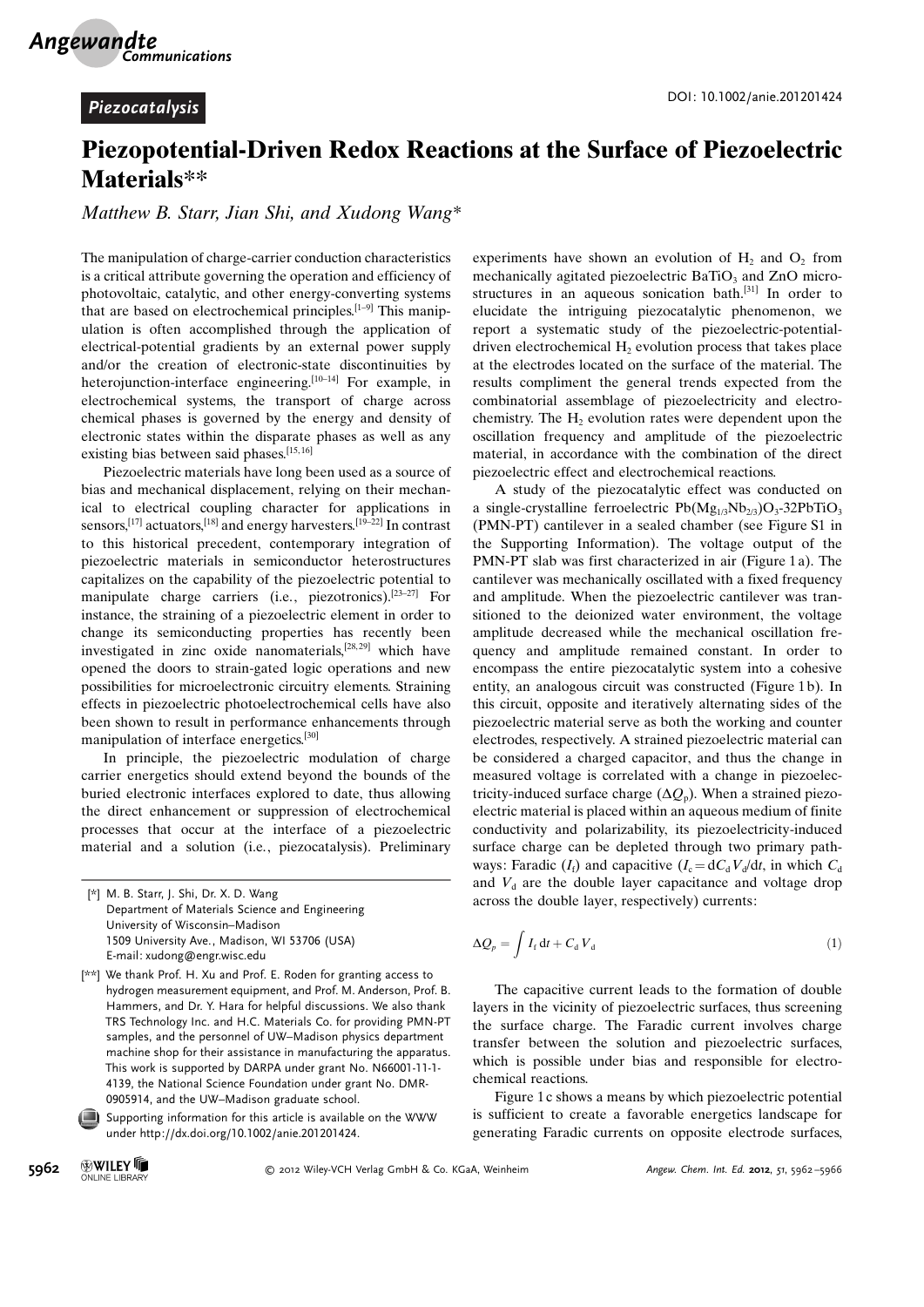*Piezocatalysis*

# Piezopotential-Driven Redox Reactions at the Surface of Piezoelectric Materials**

*Matthew B. Starr, Jian Shi, and Xudong Wang**

The manipulation of charge-carrier conduction characteristics is a critical attribute governing the operation and efficiency of photovoltaic, catalytic, and other energy-converting systems that are based on electrochemical principles.[1–9] This manipulation is often accomplished through the application of electrical-potential gradients by an external power supply and/or the creation of electronic-state discontinuities by heterojunction-interface engineering.[10–14] For example, in electrochemical systems, the transport of charge across chemical phases is governed by the energy and density of electronic states within the disparate phases as well as any existing bias between said phases.[15,16]

Piezoelectric materials have long been used as a source of bias and mechanical displacement, relying on their mechanical to electrical coupling character for applications in sensors,[17] actuators,[18] and energy harvesters.[19–22] In contrast to this historical precedent, contemporary integration of piezoelectric materials in semiconductor heterostructures capitalizes on the capability of the piezoelectric potential to manipulate charge carriers (i.e., piezotronics).[23–27] For instance, the straining of a piezoelectric element in order to change its semiconducting properties has recently been investigated in zinc oxide nanomaterials,[28,29] which have opened the doors to strain-gated logic operations and new possibilities for microelectronic circuitry elements. Straining effects in piezoelectric photoelectrochemical cells have also been shown to result in performance enhancements through manipulation of interface energetics.[30]

In principle, the piezoelectric modulation of charge carrier energetics should extend beyond the bounds of the buried electronic interfaces explored to date, thus allowing the direct enhancement or suppression of electrochemical processes that occur at the interface of a piezoelectric material and a solution (i.e., piezocatalysis). Preliminary experiments have shown an evolution of $H_2$ and $O_2$ from mechanically agitated piezoelectric $BaTiO_3$ and ZnO microstructures in an aqueous sonication bath.[31] In order to elucidate the intriguing piezocatalytic phenomenon, we report a systematic study of the piezoelectric-potential-driven electrochemical $H_2$ evolution process that takes place at the electrodes located on the surface of the material. The results compliment the general trends expected from the combinatorial assemblage of piezoelectricity and electrochemistry. The $H_2$ evolution rates were dependent upon the oscillation frequency and amplitude of the piezoelectric material, in accordance with the combination of the direct piezoelectric effect and electrochemical reactions.

A study of the piezocatalytic effect was conducted on a single-crystalline ferroelectric $Pb(Mg_{1/3}Nb_{2/3})O_3$-$32PbTiO_3$ (PMN-PT) cantilever in a sealed chamber (see Figure S1 in the Supporting Information). The voltage output of the PMN-PT slab was first characterized in air (Figure 1a). The cantilever was mechanically oscillated with a fixed frequency and amplitude. When the piezoelectric cantilever was transitioned to the deionized water environment, the voltage amplitude decreased while the mechanical oscillation frequency and amplitude remained constant. In order to encompass the entire piezocatalytic system into a cohesive entity, an analogous circuit was constructed (Figure 1b). In this circuit, opposite and iteratively alternating sides of the piezoelectric material serve as both the working and counter electrodes, respectively. A strained piezoelectric material can be considered a charged capacitor, and thus the change in measured voltage is correlated with a change in piezoelectricity-induced surface charge ($\Delta Q_p$). When a strained piezoelectric material is placed within an aqueous medium of finite conductivity and polarizability, its piezoelectricity-induced surface charge can be depleted through two primary pathways: Faradic ($I_f$) and capacitive ($I_c = dC_dV_d/dt$, in which $C_d$ and $V_d$ are the double layer capacitance and voltage drop across the double layer, respectively) currents:

$$\Delta Q_p = \int I_f \, dt + C_d V_d \tag{1}$$

The capacitive current leads to the formation of double layers in the vicinity of piezoelectric surfaces, thus screening the surface charge. The Faradic current involves charge transfer between the solution and piezoelectric surfaces, which is possible under bias and responsible for electrochemical reactions.

Figure 1c shows a means by which piezoelectric potential is sufficient to create a favorable energetics landscape for generating Faradic currents on opposite electrode surfaces,

---

[*] M. B. Starr, J. Shi, Dr. X. D. Wang
Department of Materials Science and Engineering
University of Wisconsin–Madison
1509 University Ave., Madison, WI 53706 (USA)
E-mail: xudong@engr.wisc.edu

[**] We thank Prof. H. Xu and Prof. E. Roden for granting access to hydrogen measurement equipment, and Prof. M. Anderson, Prof. B. Hammers, and Dr. Y. Hara for helpful discussions. We also thank TRS Technology Inc. and H.C. Materials Co. for providing PMN-PT samples, and the personnel of UW–Madison physics department machine shop for their assistance in manufacturing the apparatus. This work is supported by DARPA under grant No. N66001-11-1-4139, the National Science Foundation under grant No. DMR-0905914, and the UW–Madison graduate school.

Supporting information for this article is available on the WWW under http://dx.doi.org/10.1002/anie.201201424.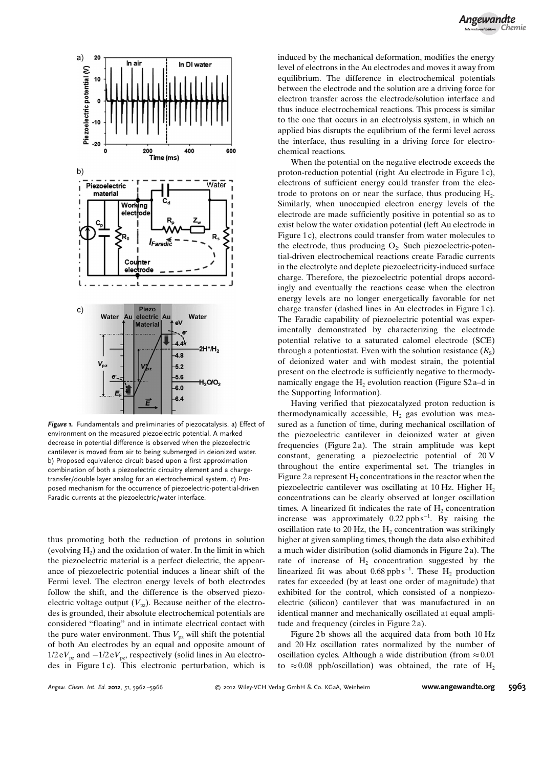**Figure 1.** Fundamentals and preliminaries of piezocatalysis. a) Effect of environment on the measured piezoelectric potential. A marked decrease in potential difference is observed when the piezoelectric cantilever is moved from air to being submerged in deionized water. b) Proposed equivalence circuit based upon a first approximation combination of both a piezoelectric circuitry element and a charge-transfer/double layer analog for an electrochemical system. c) Proposed mechanism for the occurrence of piezoelectric-potential-driven Faradic currents at the piezoelectric/water interface.

thus promoting both the reduction of protons in solution (evolving $H_2$) and the oxidation of water. In the limit in which the piezoelectric material is a perfect dielectric, the appearance of piezoelectric potential induces a linear shift of the Fermi level. The electron energy levels of both electrodes follow the shift, and the difference is the observed piezoelectric voltage output ($V_{pz}$). Because neither of the electrodes is grounded, their absolute electrochemical potentials are considered "floating" and in intimate electrical contact with the pure water environment. Thus $V_{pz}$ will shift the potential of both Au electrodes by an equal and opposite amount of $1/2\,eV_{pz}$ and $-1/2\,eV_{pz}$, respectively (solid lines in Au electrodes in Figure 1c). This electronic perturbation, which is induced by the mechanical deformation, modifies the energy level of electrons in the Au electrodes and moves it away from equilibrium. The difference in electrochemical potentials between the electrode and the solution are a driving force for electron transfer across the electrode/solution interface and thus induce electrochemical reactions. This process is similar to the one that occurs in an electrolysis system, in which an applied bias disrupts the equlibrium of the fermi level across the interface, thus resulting in a driving force for electrochemical reactions.

When the potential on the negative electrode exceeds the proton-reduction potential (right Au electrode in Figure 1c), electrons of sufficient energy could transfer from the electrode to protons on or near the surface, thus producing $H_2$. Similarly, when unoccupied electron energy levels of the electrode are made sufficiently positive in potential so as to exist below the water oxidation potential (left Au electrode in Figure 1c), electrons could transfer from water molecules to the electrode, thus producing $O_2$. Such piezoelectric-potential-driven electrochemical reactions create Faradic currents in the electrolyte and deplete piezoelectricity-induced surface charge. Therefore, the piezoelectric potential drops accordingly and eventually the reactions cease when the electron energy levels are no longer energetically favorable for net charge transfer (dashed lines in Au electrodes in Figure 1c). The Faradic capability of piezoelectric potential was experimentally demonstrated by characterizing the electrode potential relative to a saturated calomel electrode (SCE) through a potentiostat. Even with the solution resistance ($R_S$) of deionized water and with modest strain, the potential present on the electrode is sufficiently negative to thermodynamically engage the $H_2$ evolution reaction (Figure S2a–d in the Supporting Information).

Having verified that piezocatalyzed proton reduction is thermodynamically accessible, $H_2$ gas evolution was measured as a function of time, during mechanical oscillation of the piezoelectric cantilever in deionized water at given frequencies (Figure 2a). The strain amplitude was kept constant, generating a piezoelectric potential of 20 V throughout the entire experimental set. The triangles in Figure 2a represent $H_2$ concentrations in the reactor when the piezoelectric cantilever was oscillating at 10 Hz. Higher $H_2$ concentrations can be clearly observed at longer oscillation times. A linearized fit indicates the rate of $H_2$ concentration increase was approximately $0.22\ \text{ppb}\,\text{s}^{-1}$. By raising the oscillation rate to 20 Hz, the $H_2$ concentration was strikingly higher at given sampling times, though the data also exhibited a much wider distribution (solid diamonds in Figure 2a). The rate of increase of $H_2$ concentration suggested by the linearized fit was about $0.68\ \text{ppb}\,\text{s}^{-1}$. These $H_2$ production rates far exceeded (by at least one order of magnitude) that exhibited for the control, which consisted of a nonpiezoelectric (silicon) cantilever that was manufactured in an identical manner and mechanically oscillated at equal amplitude and frequency (circles in Figure 2a).

Figure 2b shows all the acquired data from both 10 Hz and 20 Hz oscillation rates normalized by the number of oscillation cycles. Although a wide distribution (from $\approx 0.01$ to $\approx 0.08$ ppb/oscillation) was obtained, the rate of $H_2$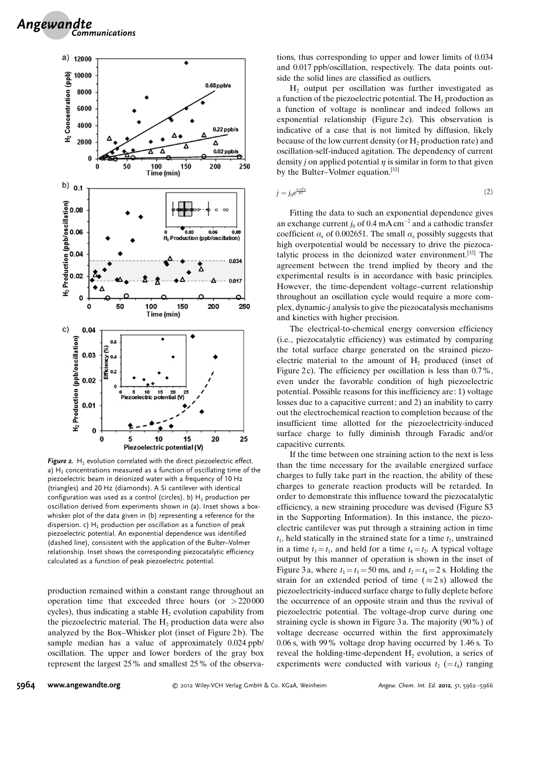**Figure 2.** $H_2$ evolution correlated with the direct piezoelectric effect. a) $H_2$ concentrations measured as a function of oscillating time of the piezoelectric beam in deionized water with a frequency of 10 Hz (triangles) and 20 Hz (diamonds). A Si cantilever with identical configuration was used as a control (circles). b) $H_2$ production per oscillation derived from experiments shown in (a). Inset shows a box-whisker plot of the data given in (b) representing a reference for the dispersion. c) $H_2$ production per oscillation as a function of peak piezoelectric potential. An exponential dependence was identified (dashed line), consistent with the application of the Bulter–Volmer relationship. Inset shows the corresponding piezocatalytic efficiency calculated as a function of peak piezoelectric potential.

production remained within a constant range throughout an operation time that exceeded three hours (or >220000 cycles), thus indicating a stable $H_2$ evolution capability from the piezoelectric material. The $H_2$ production data were also analyzed by the Box–Whisker plot (inset of Figure 2b). The sample median has a value of approximately 0.024 ppb/oscillation. The upper and lower borders of the gray box represent the largest 25% and smallest 25% of the observations, thus corresponding to upper and lower limits of 0.034 and 0.017 ppb/oscillation, respectively. The data points outside the solid lines are classified as outliers.

$H_2$ output per oscillation was further investigated as a function of the piezoelectric potential. The $H_2$ production as a function of voltage is nonlinear and indeed follows an exponential relationship (Figure 2c). This observation is indicative of a case that is not limited by diffusion, likely because of the low current density (or $H_2$ production rate) and oscillation-self-induced agitation. The dependency of current density $j$ on applied potential $\eta$ is similar in form to that given by the Bulter–Volmer equation.[32]

$$j = j_0 e^{\frac{\alpha_c n F \eta}{RT}} \tag{2}$$

Fitting the data to such an exponential dependence gives an exchange current $j_0$ of 0.4 mA cm$^{-2}$ and a cathodic transfer coefficient $\alpha_c$ of 0.002651. The small $\alpha_c$ possibly suggests that high overpotential would be necessary to drive the piezocatalytic process in the deionized water environment.[32] The agreement between the trend implied by theory and the experimental results is in accordance with basic principles. However, the time-dependent voltage–current relationship throughout an oscillation cycle would require a more complex, dynamic-$j$ analysis to give the piezocatalysis mechanisms and kinetics with higher precision.

The electrical-to-chemical energy conversion efficiency (i.e., piezocatalytic efficiency) was estimated by comparing the total surface charge generated on the strained piezoelectric material to the amount of $H_2$ produced (inset of Figure 2c). The efficiency per oscillation is less than 0.7%, even under the favorable condition of high piezoelectric potential. Possible reasons for this inefficiency are: 1) voltage losses due to a capacitive current; and 2) an inability to carry out the electrochemical reaction to completion because of the insufficient time allotted for the piezoelectricity-induced surface charge to fully diminish through Faradic and/or capacitive currents.

If the time between one straining action to the next is less than the time necessary for the available energized surface charges to fully take part in the reaction, the ability of these charges to generate reaction products will be retarded. In order to demonstrate this influence toward the piezocatalytic efficiency, a new straining procedure was devised (Figure S3 in the Supporting Information). In this instance, the piezoelectric cantilever was put through a straining action in time $t_1$, held statically in the strained state for a time $t_2$, unstrained in a time $t_3 = t_1$, and held for a time $t_4 = t_2$. A typical voltage output by this manner of operation is shown in the inset of Figure 3a, where $t_1 = t_3 = 50$ ms, and $t_2 = t_4 = 2$ s. Holding the strain for an extended period of time ($\approx 2$ s) allowed the piezoelectricity-induced surface charge to fully deplete before the occurrence of an opposite strain and thus the revival of piezoelectric potential. The voltage-drop curve during one straining cycle is shown in Figure 3a. The majority (90%) of voltage decrease occurred within the first approximately 0.06 s, with 99% voltage drop having occurred by 1.46 s. To reveal the holding-time-dependent $H_2$ evolution, a series of experiments were conducted with various $t_2$ ($= t_4$) ranging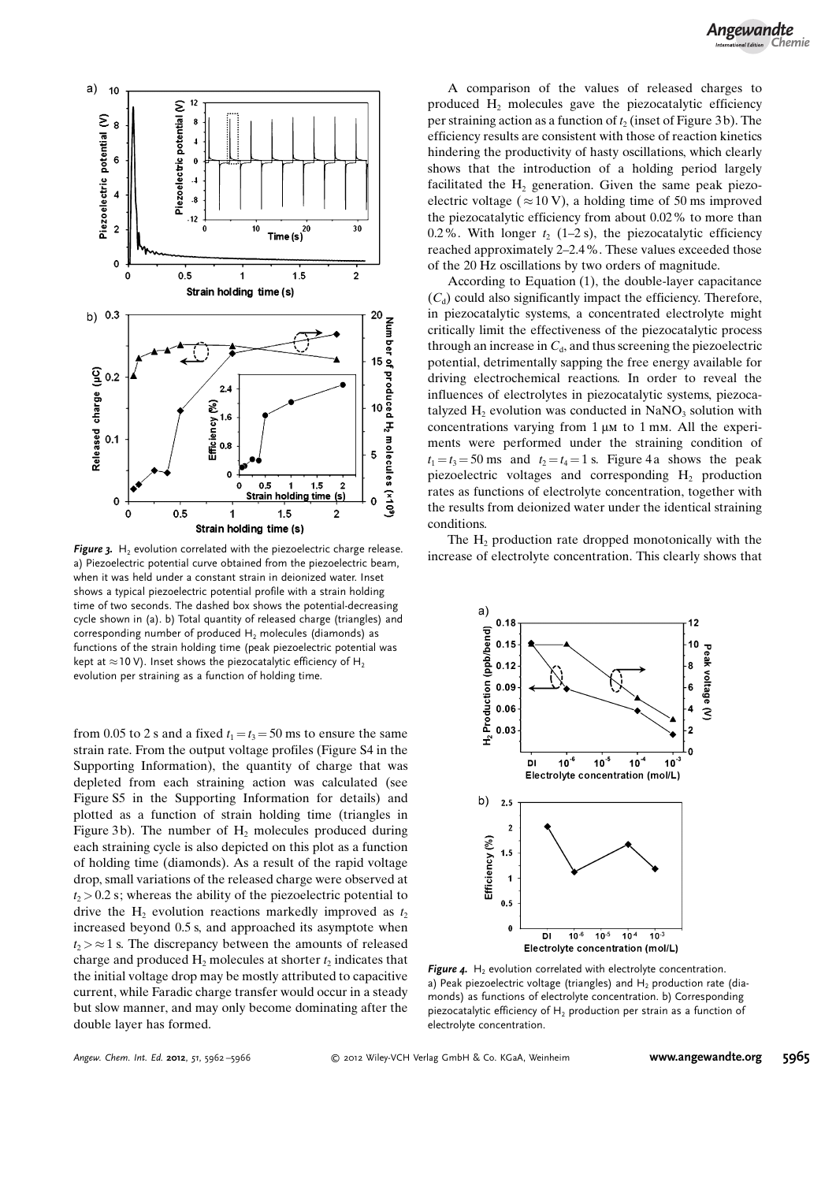**Figure 3.** $H_2$ evolution correlated with the piezoelectric charge release. a) Piezoelectric potential curve obtained from the piezoelectric beam, when it was held under a constant strain in deionized water. Inset shows a typical piezoelectric potential profile with a strain holding time of two seconds. The dashed box shows the potential-decreasing cycle shown in (a). b) Total quantity of released charge (triangles) and corresponding number of produced $H_2$ molecules (diamonds) as functions of the strain holding time (peak piezoelectric potential was kept at ≈10 V). Inset shows the piezocatalytic efficiency of $H_2$ evolution per straining as a function of holding time.

from 0.05 to 2 s and a fixed $t_1 = t_3 = 50$ ms to ensure the same strain rate. From the output voltage profiles (Figure S4 in the Supporting Information), the quantity of charge that was depleted from each straining action was calculated (see Figure S5 in the Supporting Information for details) and plotted as a function of strain holding time (triangles in Figure 3b). The number of $H_2$ molecules produced during each straining cycle is also depicted on this plot as a function of holding time (diamonds). As a result of the rapid voltage drop, small variations of the released charge were observed at $t_2 > 0.2$ s; whereas the ability of the piezoelectric potential to drive the $H_2$ evolution reactions markedly improved as $t_2$ increased beyond 0.5 s, and approached its asymptote when $t_2 > \approx 1$ s. The discrepancy between the amounts of released charge and produced $H_2$ molecules at shorter $t_2$ indicates that the initial voltage drop may be mostly attributed to capacitive current, while Faradic charge transfer would occur in a steady but slow manner, and may only become dominating after the double layer has formed.

A comparison of the values of released charges to produced $H_2$ molecules gave the piezocatalytic efficiency per straining action as a function of $t_2$ (inset of Figure 3b). The efficiency results are consistent with those of reaction kinetics hindering the productivity of hasty oscillations, which clearly shows that the introduction of a holding period largely facilitated the $H_2$ generation. Given the same peak piezoelectric voltage (≈10 V), a holding time of 50 ms improved the piezocatalytic efficiency from about 0.02% to more than 0.2%. With longer $t_2$ (1–2 s), the piezocatalytic efficiency reached approximately 2–2.4%. These values exceeded those of the 20 Hz oscillations by two orders of magnitude.

According to Equation (1), the double-layer capacitance ($C_d$) could also significantly impact the efficiency. Therefore, in piezocatalytic systems, a concentrated electrolyte might critically limit the effectiveness of the piezocatalytic process through an increase in $C_d$, and thus screening the piezoelectric potential, detrimentally sapping the free energy available for driving electrochemical reactions. In order to reveal the influences of electrolytes in piezocatalytic systems, piezocatalyzed $H_2$ evolution was conducted in $NaNO_3$ solution with concentrations varying from 1 μM to 1 mM. All the experiments were performed under the straining condition of $t_1 = t_3 = 50$ ms and $t_2 = t_4 = 1$ s. Figure 4a shows the peak piezoelectric voltages and corresponding $H_2$ production rates as functions of electrolyte concentration, together with the results from deionized water under the identical straining conditions.

The $H_2$ production rate dropped monotonically with the increase of electrolyte concentration. This clearly shows that

**Figure 4.** $H_2$ evolution correlated with electrolyte concentration. a) Peak piezoelectric voltage (triangles) and $H_2$ production rate (diamonds) as functions of electrolyte concentration. b) Corresponding piezocatalytic efficiency of $H_2$ production per strain as a function of electrolyte concentration.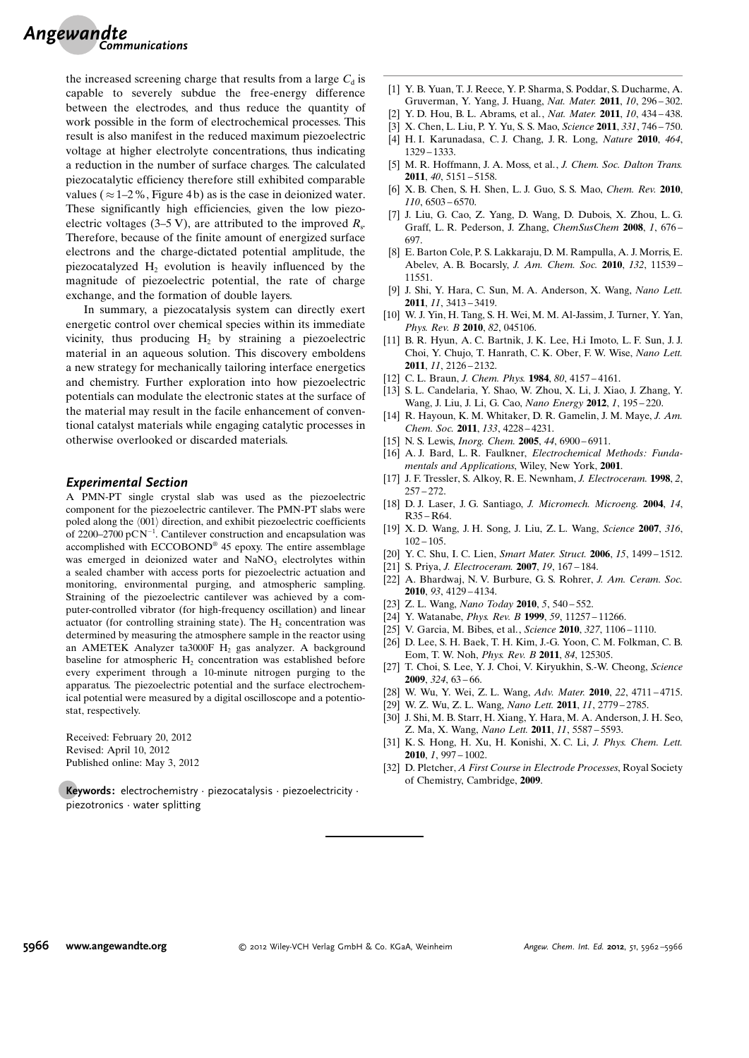the increased screening charge that results from a large $C_d$ is capable to severely subdue the free-energy difference between the electrodes, and thus reduce the quantity of work possible in the form of electrochemical processes. This result is also manifest in the reduced maximum piezoelectric voltage at higher electrolyte concentrations, thus indicating a reduction in the number of surface charges. The calculated piezocatalytic efficiency therefore still exhibited comparable values ($\approx$1–2%, Figure 4b) as is the case in deionized water. These significantly high efficiencies, given the low piezoelectric voltages (3–5 V), are attributed to the improved $R_s$. Therefore, because of the finite amount of energized surface electrons and the charge-dictated potential amplitude, the piezocatalyzed $H_2$ evolution is heavily influenced by the magnitude of piezoelectric potential, the rate of charge exchange, and the formation of double layers.

In summary, a piezocatalysis system can directly exert energetic control over chemical species within its immediate vicinity, thus producing $H_2$ by straining a piezoelectric material in an aqueous solution. This discovery emboldens a new strategy for mechanically tailoring interface energetics and chemistry. Further exploration into how piezoelectric potentials can modulate the electronic states at the surface of the material may result in the facile enhancement of conventional catalyst materials while engaging catalytic processes in otherwise overlooked or discarded materials.

## Experimental Section

A PMN-PT single crystal slab was used as the piezoelectric component for the piezoelectric cantilever. The PMN-PT slabs were poled along the ⟨001⟩ direction, and exhibit piezoelectric coefficients of 2200–2700 $pC N^{-1}$. Cantilever construction and encapsulation was accomplished with ECCOBOND® 45 epoxy. The entire assemblage was emerged in deionized water and $NaNO_3$ electrolytes within a sealed chamber with access ports for piezoelectric actuation and monitoring, environmental purging, and atmospheric sampling. Straining of the piezoelectric cantilever was achieved by a computer-controlled vibrator (for high-frequency oscillation) and linear actuator (for controlling straining state). The $H_2$ concentration was determined by measuring the atmosphere sample in the reactor using an AMETEK Analyzer ta3000F $H_2$ gas analyzer. A background baseline for atmospheric $H_2$ concentration was established before every experiment through a 10-minute nitrogen purging to the apparatus. The piezoelectric potential and the surface electrochemical potential were measured by a digital oscilloscope and a potentiostat, respectively.

Received: February 20, 2012
Revised: April 10, 2012
Published online: May 3, 2012

**Keywords:** electrochemistry · piezocatalysis · piezoelectricity · piezotronics · water splitting

[1] Y. B. Yuan, T. J. Reece, Y. P. Sharma, S. Poddar, S. Ducharme, A. Gruverman, Y. Yang, J. Huang, *Nat. Mater.* **2011**, *10*, 296 – 302.
[2] Y. D. Hou, B. L. Abrams, et al., *Nat. Mater.* **2011**, *10*, 434 – 438.
[3] X. Chen, L. Liu, P. Y. Yu, S. S. Mao, *Science* **2011**, *331*, 746 – 750.
[4] H. I. Karunadasa, C. J. Chang, J. R. Long, *Nature* **2010**, *464*, 1329 – 1333.
[5] M. R. Hoffmann, J. A. Moss, et al., *J. Chem. Soc. Dalton Trans.* **2011**, *40*, 5151 – 5158.
[6] X. B. Chen, S. H. Shen, L. J. Guo, S. S. Mao, *Chem. Rev.* **2010**, *110*, 6503 – 6570.
[7] J. Liu, G. Cao, Z. Yang, D. Wang, D. Dubois, X. Zhou, L. G. Graff, L. R. Pederson, J. Zhang, *ChemSusChem* **2008**, *1*, 676 – 697.
[8] E. Barton Cole, P. S. Lakkaraju, D. M. Rampulla, A. J. Morris, E. Abelev, A. B. Bocarsly, *J. Am. Chem. Soc.* **2010**, *132*, 11539 – 11551.
[9] J. Shi, Y. Hara, C. Sun, M. A. Anderson, X. Wang, *Nano Lett.* **2011**, *11*, 3413 – 3419.
[10] W. J. Yin, H. Tang, S. H. Wei, M. M. Al-Jassim, J. Turner, Y. Yan, *Phys. Rev. B* **2010**, *82*, 045106.
[11] B. R. Hyun, A. C. Bartnik, J. K. Lee, H.i Imoto, L. F. Sun, J. J. Choi, Y. Chujo, T. Hanrath, C. K. Ober, F. W. Wise, *Nano Lett.* **2011**, *11*, 2126 – 2132.
[12] C. L. Braun, *J. Chem. Phys.* **1984**, *80*, 4157 – 4161.
[13] S. L. Candelaria, Y. Shao, W. Zhou, X. Li, J. Xiao, J. Zhang, Y. Wang, J. Liu, J. Li, G. Cao, *Nano Energy* **2012**, *1*, 195 – 220.
[14] R. Hayoun, K. M. Whitaker, D. R. Gamelin, J. M. Maye, *J. Am. Chem. Soc.* **2011**, *133*, 4228 – 4231.
[15] N. S. Lewis, *Inorg. Chem.* **2005**, *44*, 6900 – 6911.
[16] A. J. Bard, L. R. Faulkner, *Electrochemical Methods: Fundamentals and Applications*, Wiley, New York, **2001**.
[17] J. F. Tressler, S. Alkoy, R. E. Newnham, *J. Electroceram.* **1998**, *2*, 257 – 272.
[18] D. J. Laser, J. G. Santiago, *J. Micromech. Microeng.* **2004**, *14*, R35 – R64.
[19] X. D. Wang, J. H. Song, J. Liu, Z. L. Wang, *Science* **2007**, *316*, 102 – 105.
[20] Y. C. Shu, I. C. Lien, *Smart Mater. Struct.* **2006**, *15*, 1499 – 1512.
[21] S. Priya, *J. Electroceram.* **2007**, *19*, 167 – 184.
[22] A. Bhardwaj, N. V. Burbure, G. S. Rohrer, *J. Am. Ceram. Soc.* **2010**, *93*, 4129 – 4134.
[23] Z. L. Wang, *Nano Today* **2010**, *5*, 540 – 552.
[24] Y. Watanabe, *Phys. Rev. B* **1999**, *59*, 11257 – 11266.
[25] V. Garcia, M. Bibes, et al., *Science* **2010**, *327*, 1106 – 1110.
[26] D. Lee, S. H. Baek, T. H. Kim, J.-G. Yoon, C. M. Folkman, C. B. Eom, T. W. Noh, *Phys. Rev. B* **2011**, *84*, 125305.
[27] T. Choi, S. Lee, Y. J. Choi, V. Kiryukhin, S.-W. Cheong, *Science* **2009**, *324*, 63 – 66.
[28] W. Wu, Y. Wei, Z. L. Wang, *Adv. Mater.* **2010**, *22*, 4711 – 4715.
[29] W. Z. Wu, Z. L. Wang, *Nano Lett.* **2011**, *11*, 2779 – 2785.
[30] J. Shi, M. B. Starr, H. Xiang, Y. Hara, M. A. Anderson, J. H. Seo, Z. Ma, X. Wang, *Nano Lett.* **2011**, *11*, 5587 – 5593.
[31] K. S. Hong, H. Xu, H. Konishi, X. C. Li, *J. Phys. Chem. Lett.* **2010**, *1*, 997 – 1002.
[32] D. Pletcher, *A First Course in Electrode Processes*, Royal Society of Chemistry, Cambridge, **2009**.